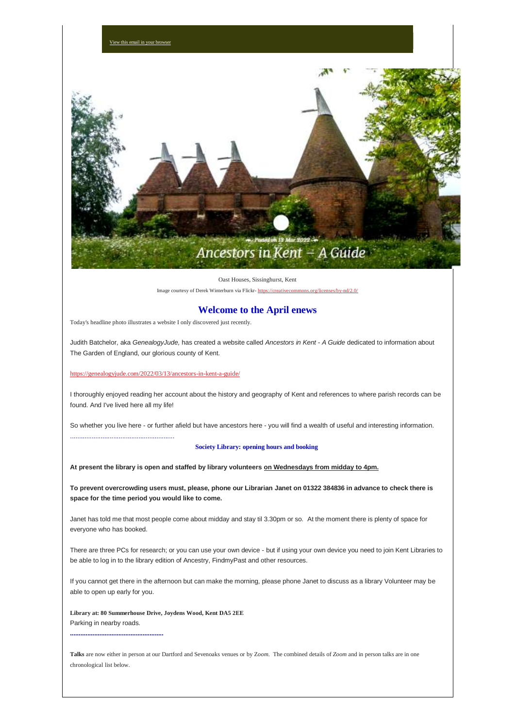View this email in your browser

Oast Houses, Sissinghurst, Kent

Image courtesy of Derek Winterburn via Flickr- https://creativecommons.org/licenses/by-nd/2.0/

## Welcome to the April enews

Today's headline photo illustrates a website I only discovered just recently.

Judith Batchelor, aka *GenealogyJude,* has created a website called *Ancestors in Kent - A Guide* dedicated to information about The Garden of England, our glorious county of Kent.

https://genealogyjude.com/2022/03/13/ancestors-in-kent-a-guide/

I thoroughly enjoyed reading her account about the history and geography of Kent and references to where parish records can be found. And I've lived here all my life!

So whether you live here - or further afield but have ancestors here - you will find a wealth of useful and interesting information.

.........................................................

**Society Library: opening hours and booking**

**At present the library is open and staffed by library volunteers on Wednesdays from midday to 4pm.**

**To prevent overcrowding users must, please, phone our Librarian Janet on 01322 384836 in advance to check there is space for the time period you would like to come.**

Janet has told me that most people come about midday and stay til 3.30pm or so. At the moment there is plenty of space for everyone who has booked.

There are three PCs for research; or you can use your own device - but if using your own device you need to join Kent Libraries to be able to log in to the library edition of Ancestry, FindmyPast and other resources.

If you cannot get there in the afternoon but can make the morning, please phone Janet to discuss as a library Volunteer may be able to open up early for you.

**Library at: 80 Summerhouse Drive, Joydens Wood, Kent DA5 2EE**
Parking in nearby roads.

.....................................................

**Talks** are now either in person at our Dartford and Sevenoaks venues or by *Zoom.* The combined details of *Zoom* and in person talks are in one chronological list below.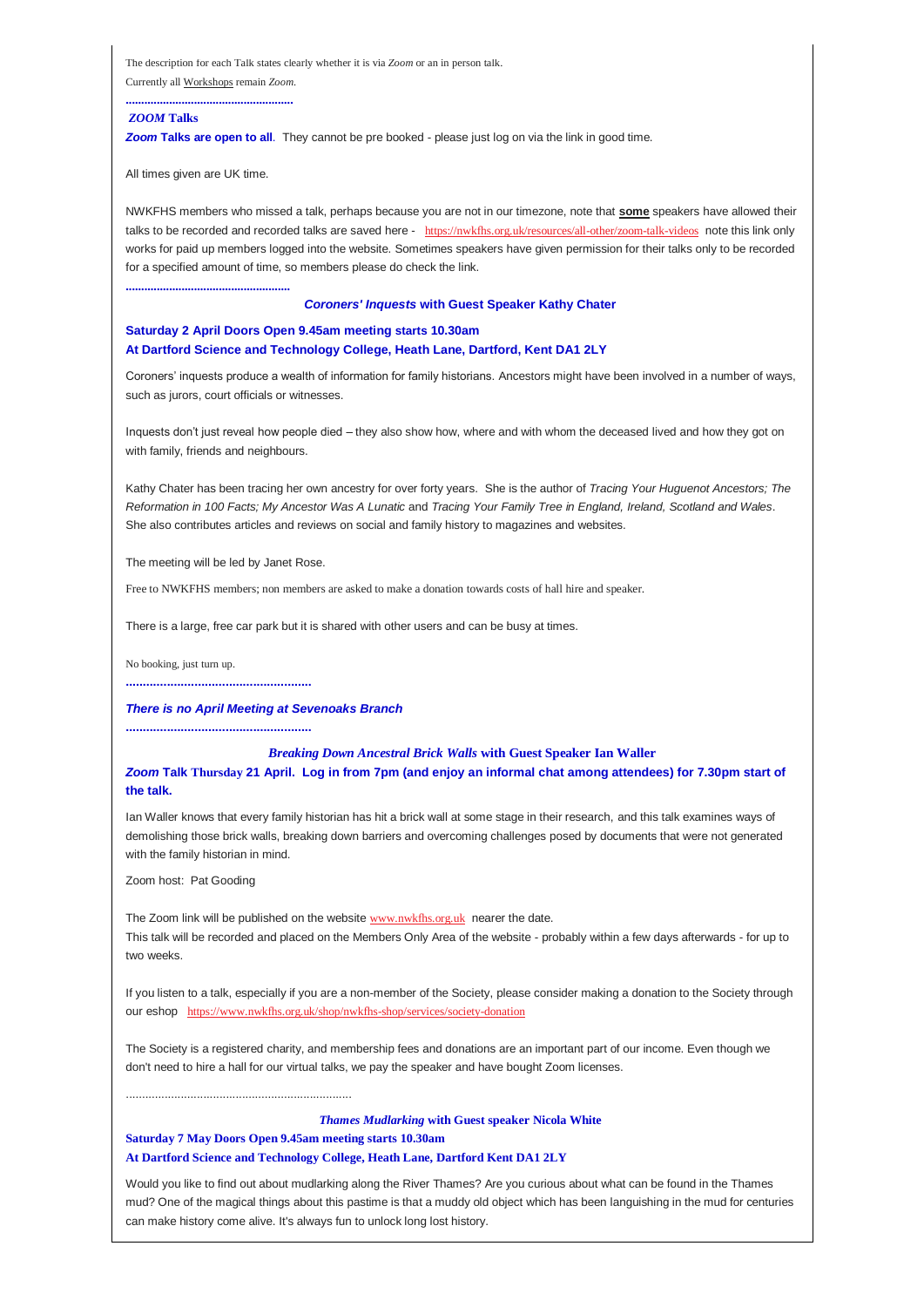The description for each Talk states clearly whether it is via *Zoom* or an in person talk.

Currently all Workshops remain *Zoom*.

....................................................

***ZOOM* Talks**

***Zoom* Talks are open to all**. They cannot be pre booked - please just log on via the link in good time.

All times given are UK time.

NWKFHS members who missed a talk, perhaps because you are not in our timezone, note that **some** speakers have allowed their talks to be recorded and recorded talks are saved here - https://nwkfhs.org.uk/resources/all-other/zoom-talk-videos note this link only works for paid up members logged into the website. Sometimes speakers have given permission for their talks only to be recorded for a specified amount of time, so members please do check the link.

....................................................

***Coroners' Inquests* with Guest Speaker Kathy Chater**

**Saturday 2 April Doors Open 9.45am meeting starts 10.30am**
**At Dartford Science and Technology College, Heath Lane, Dartford, Kent DA1 2LY**

Coroners' inquests produce a wealth of information for family historians. Ancestors might have been involved in a number of ways, such as jurors, court officials or witnesses.

Inquests don't just reveal how people died – they also show how, where and with whom the deceased lived and how they got on with family, friends and neighbours.

Kathy Chater has been tracing her own ancestry for over forty years. She is the author of *Tracing Your Huguenot Ancestors; The Reformation in 100 Facts; My Ancestor Was A Lunatic* and *Tracing Your Family Tree in England, Ireland, Scotland and Wales*. She also contributes articles and reviews on social and family history to magazines and websites.

The meeting will be led by Janet Rose.

Free to NWKFHS members; non members are asked to make a donation towards costs of hall hire and speaker.

There is a large, free car park but it is shared with other users and can be busy at times.

No booking, just turn up.

....................................................

***There is no April Meeting at Sevenoaks Branch***

....................................................

***Breaking Down Ancestral Brick Walls* with Guest Speaker Ian Waller**

***Zoom* Talk Thursday 21 April. Log in from 7pm (and enjoy an informal chat among attendees) for 7.30pm start of the talk.**

Ian Waller knows that every family historian has hit a brick wall at some stage in their research, and this talk examines ways of demolishing those brick walls, breaking down barriers and overcoming challenges posed by documents that were not generated with the family historian in mind.

Zoom host: Pat Gooding

The Zoom link will be published on the website www.nwkfhs.org.uk nearer the date.
This talk will be recorded and placed on the Members Only Area of the website - probably within a few days afterwards - for up to two weeks.

If you listen to a talk, especially if you are a non-member of the Society, please consider making a donation to the Society through our eshop https://www.nwkfhs.org.uk/shop/nwkfhs-shop/services/society-donation

The Society is a registered charity, and membership fees and donations are an important part of our income. Even though we don't need to hire a hall for our virtual talks, we pay the speaker and have bought Zoom licenses.

....................................................................

***Thames Mudlarking* with Guest speaker Nicola White**

**Saturday 7 May Doors Open 9.45am meeting starts 10.30am**
**At Dartford Science and Technology College, Heath Lane, Dartford Kent DA1 2LY**

Would you like to find out about mudlarking along the River Thames? Are you curious about what can be found in the Thames mud? One of the magical things about this pastime is that a muddy old object which has been languishing in the mud for centuries can make history come alive. It's always fun to unlock long lost history.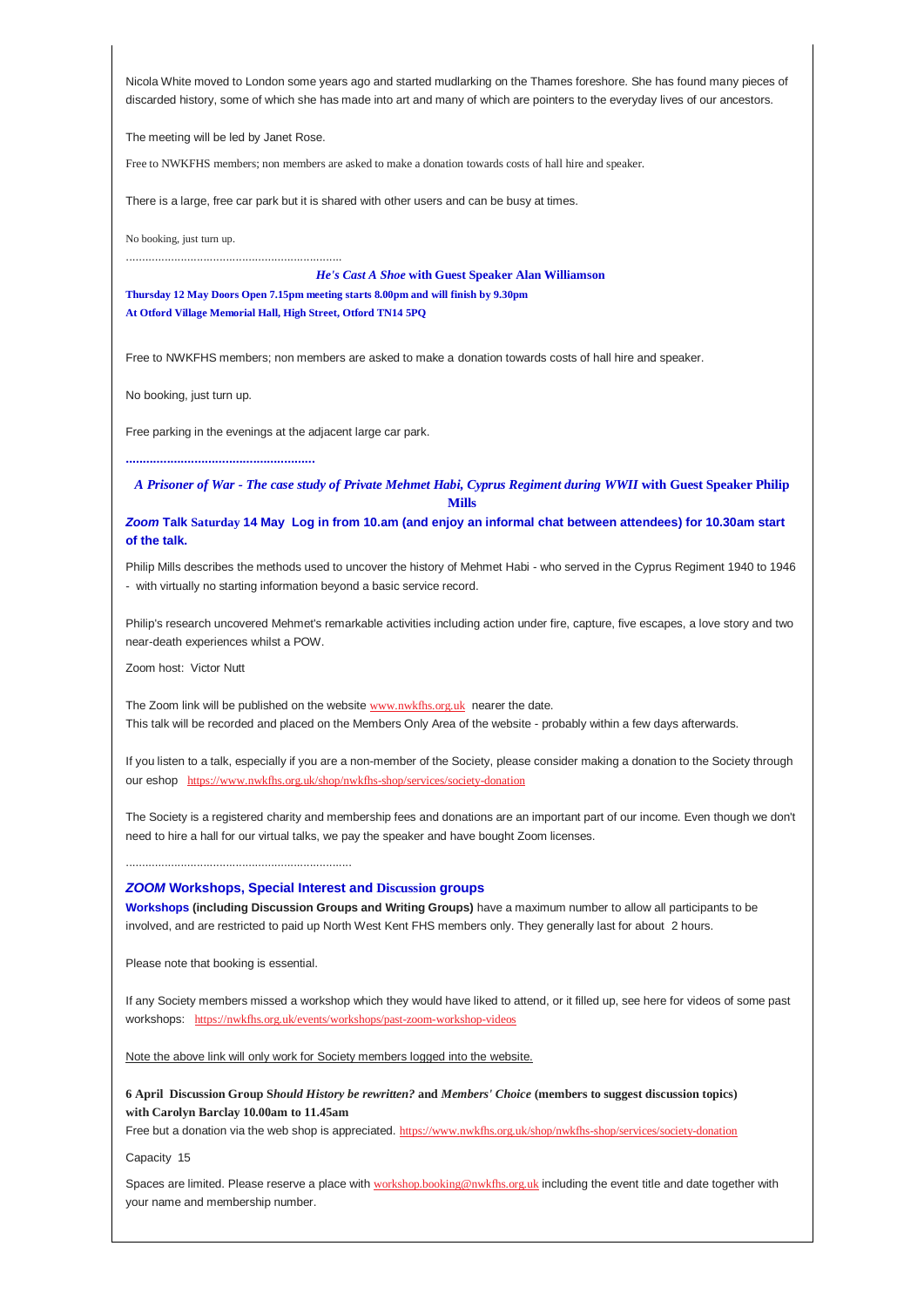Nicola White moved to London some years ago and started mudlarking on the Thames foreshore. She has found many pieces of discarded history, some of which she has made into art and many of which are pointers to the everyday lives of our ancestors.

The meeting will be led by Janet Rose.

Free to NWKFHS members; non members are asked to make a donation towards costs of hall hire and speaker.

There is a large, free car park but it is shared with other users and can be busy at times.

No booking, just turn up.

.................................................................

***He's Cast A Shoe* with Guest Speaker Alan Williamson**

**Thursday 12 May Doors Open 7.15pm meeting starts 8.00pm and will finish by 9.30pm**
**At Otford Village Memorial Hall, High Street, Otford TN14 5PQ**

Free to NWKFHS members; non members are asked to make a donation towards costs of hall hire and speaker.

No booking, just turn up.

Free parking in the evenings at the adjacent large car park.

**......................................................**

***A Prisoner of War - The case study of Private Mehmet Habi, Cyprus Regiment during WWII* with Guest Speaker Philip Mills**

***Zoom* Talk Saturday 14 May Log in from 10.am (and enjoy an informal chat between attendees) for 10.30am start of the talk.**

Philip Mills describes the methods used to uncover the history of Mehmet Habi - who served in the Cyprus Regiment 1940 to 1946 - with virtually no starting information beyond a basic service record.

Philip's research uncovered Mehmet's remarkable activities including action under fire, capture, five escapes, a love story and two near-death experiences whilst a POW.

Zoom host: Victor Nutt

The Zoom link will be published on the website www.nwkfhs.org.uk nearer the date.
This talk will be recorded and placed on the Members Only Area of the website - probably within a few days afterwards.

If you listen to a talk, especially if you are a non-member of the Society, please consider making a donation to the Society through our eshop https://www.nwkfhs.org.uk/shop/nwkfhs-shop/services/society-donation

The Society is a registered charity and membership fees and donations are an important part of our income. Even though we don't need to hire a hall for our virtual talks, we pay the speaker and have bought Zoom licenses.

.....................................................................

### ***ZOOM* Workshops, Special Interest and Discussion groups**

**Workshops (including Discussion Groups and Writing Groups)** have a maximum number to allow all participants to be involved, and are restricted to paid up North West Kent FHS members only. They generally last for about 2 hours.

Please note that booking is essential.

If any Society members missed a workshop which they would have liked to attend, or it filled up, see here for videos of some past workshops: https://nwkfhs.org.uk/events/workshops/past-zoom-workshop-videos

Note the above link will only work for Society members logged into the website.

**6 April Discussion Group *Should History be rewritten?* and *Members' Choice* (members to suggest discussion topics) with Carolyn Barclay 10.00am to 11.45am**
Free but a donation via the web shop is appreciated. https://www.nwkfhs.org.uk/shop/nwkfhs-shop/services/society-donation

Capacity 15

Spaces are limited. Please reserve a place with workshop.booking@nwkfhs.org.uk including the event title and date together with your name and membership number.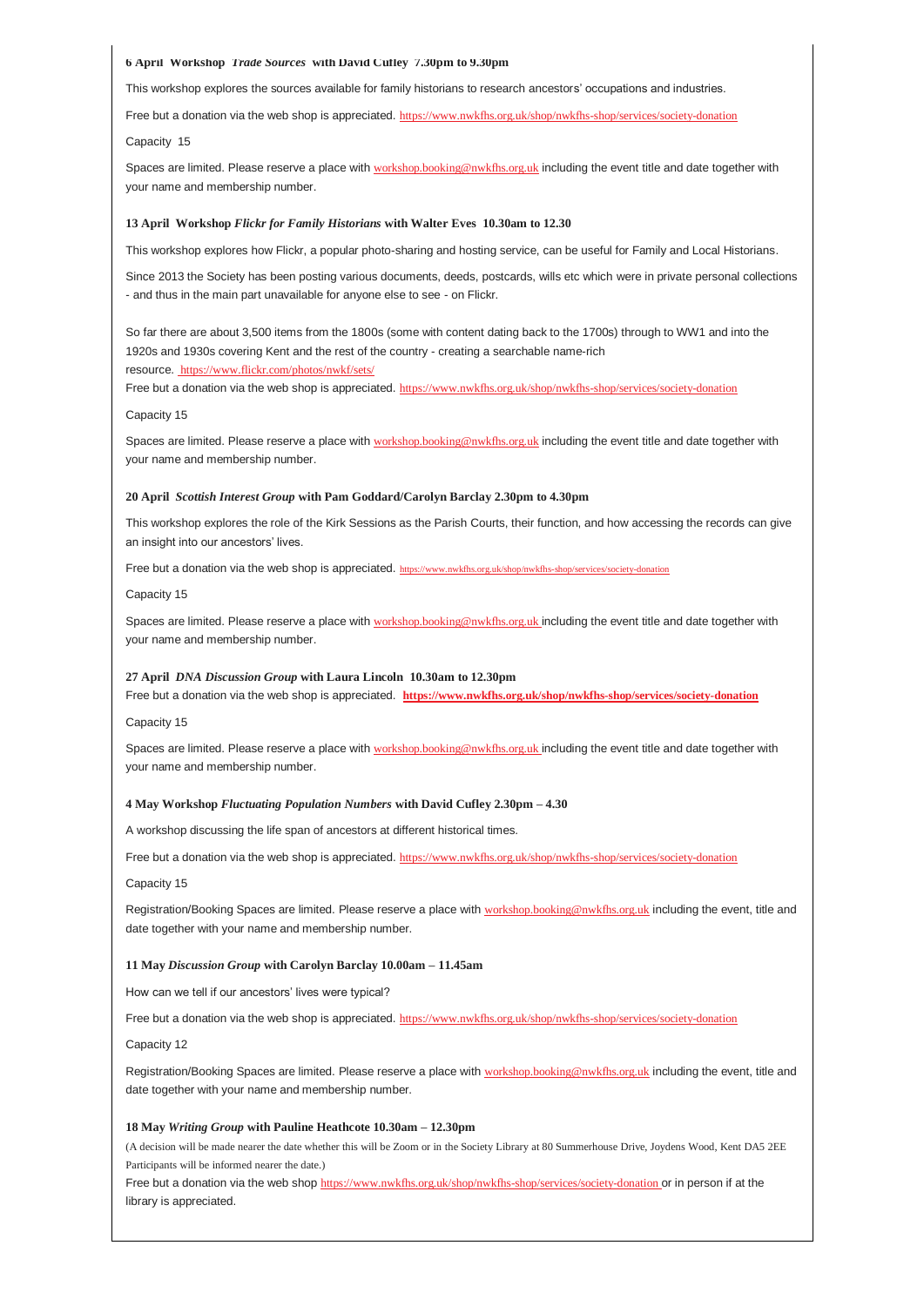**6 April Workshop *Trade Sources* with David Cufley 7.30pm to 9.30pm**

This workshop explores the sources available for family historians to research ancestors' occupations and industries.

Free but a donation via the web shop is appreciated. https://www.nwkfhs.org.uk/shop/nwkfhs-shop/services/society-donation

Capacity 15

Spaces are limited. Please reserve a place with workshop.booking@nwkfhs.org.uk including the event title and date together with your name and membership number.

**13 April Workshop *Flickr for Family Historians* with Walter Eves 10.30am to 12.30**

This workshop explores how Flickr, a popular photo-sharing and hosting service, can be useful for Family and Local Historians.

Since 2013 the Society has been posting various documents, deeds, postcards, wills etc which were in private personal collections - and thus in the main part unavailable for anyone else to see - on Flickr.

So far there are about 3,500 items from the 1800s (some with content dating back to the 1700s) through to WW1 and into the 1920s and 1930s covering Kent and the rest of the country - creating a searchable name-rich resource. https://www.flickr.com/photos/nwkf/sets/

Free but a donation via the web shop is appreciated. https://www.nwkfhs.org.uk/shop/nwkfhs-shop/services/society-donation

Capacity 15

Spaces are limited. Please reserve a place with workshop.booking@nwkfhs.org.uk including the event title and date together with your name and membership number.

**20 April *Scottish Interest Group* with Pam Goddard/Carolyn Barclay 2.30pm to 4.30pm**

This workshop explores the role of the Kirk Sessions as the Parish Courts, their function, and how accessing the records can give an insight into our ancestors' lives.

Free but a donation via the web shop is appreciated. https://www.nwkfhs.org.uk/shop/nwkfhs-shop/services/society-donation

Capacity 15

Spaces are limited. Please reserve a place with workshop.booking@nwkfhs.org.uk including the event title and date together with your name and membership number.

**27 April *DNA Discussion Group* with Laura Lincoln 10.30am to 12.30pm**

Free but a donation via the web shop is appreciated. **https://www.nwkfhs.org.uk/shop/nwkfhs-shop/services/society-donation**

Capacity 15

Spaces are limited. Please reserve a place with workshop.booking@nwkfhs.org.uk including the event title and date together with your name and membership number.

**4 May Workshop *Fluctuating Population Numbers* with David Cufley 2.30pm – 4.30**

A workshop discussing the life span of ancestors at different historical times.

Free but a donation via the web shop is appreciated. https://www.nwkfhs.org.uk/shop/nwkfhs-shop/services/society-donation

Capacity 15

Registration/Booking Spaces are limited. Please reserve a place with workshop.booking@nwkfhs.org.uk including the event, title and date together with your name and membership number.

**11 May *Discussion Group* with Carolyn Barclay 10.00am – 11.45am**

How can we tell if our ancestors' lives were typical?

Free but a donation via the web shop is appreciated. https://www.nwkfhs.org.uk/shop/nwkfhs-shop/services/society-donation

Capacity 12

Registration/Booking Spaces are limited. Please reserve a place with workshop.booking@nwkfhs.org.uk including the event, title and date together with your name and membership number.

**18 May *Writing Group* with Pauline Heathcote 10.30am – 12.30pm**

(A decision will be made nearer the date whether this will be Zoom or in the Society Library at 80 Summerhouse Drive, Joydens Wood, Kent DA5 2EE Participants will be informed nearer the date.)

Free but a donation via the web shop https://www.nwkfhs.org.uk/shop/nwkfhs-shop/services/society-donation or in person if at the library is appreciated.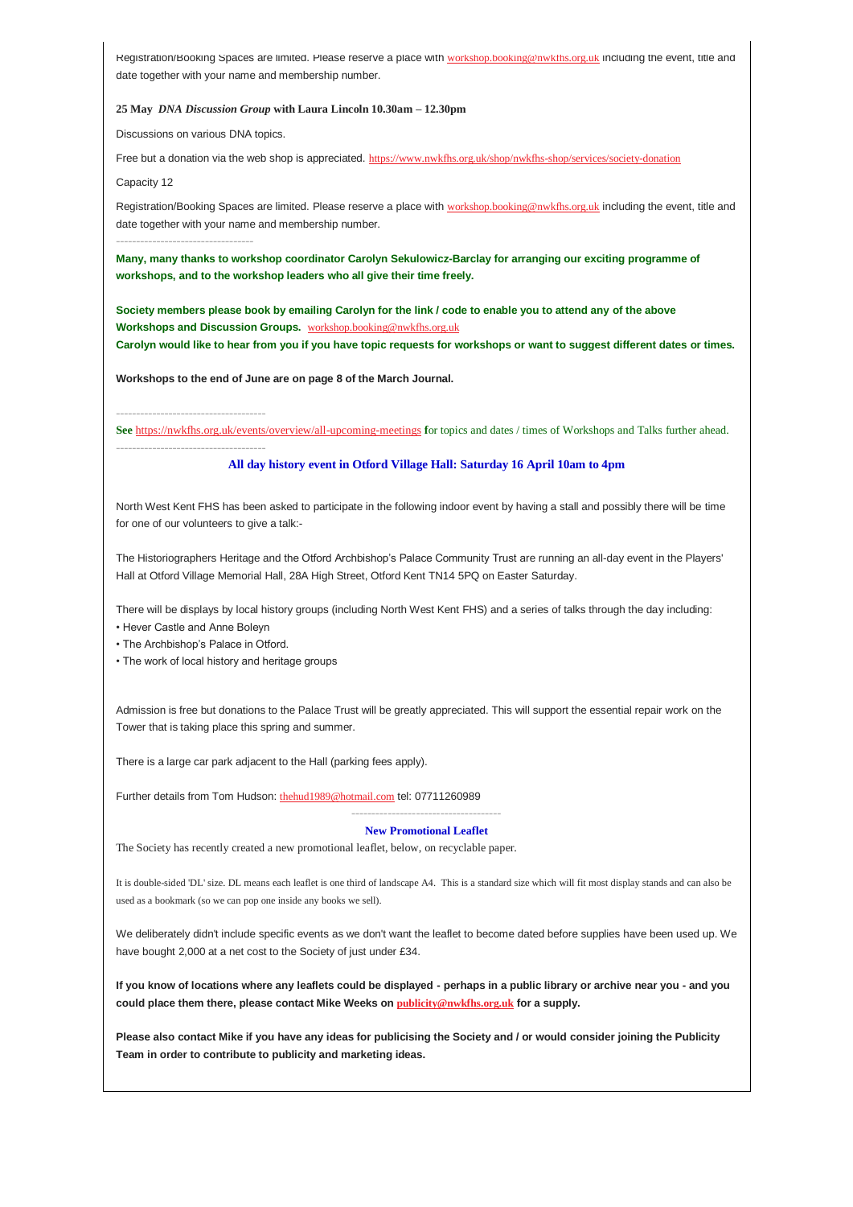Registration/Booking Spaces are limited. Please reserve a place with workshop.booking@nwkfhs.org.uk including the event, title and date together with your name and membership number.

**25 May *DNA Discussion Group* with Laura Lincoln 10.30am – 12.30pm**

Discussions on various DNA topics.

Free but a donation via the web shop is appreciated. https://www.nwkfhs.org.uk/shop/nwkfhs-shop/services/society-donation

Capacity 12

Registration/Booking Spaces are limited. Please reserve a place with workshop.booking@nwkfhs.org.uk including the event, title and date together with your name and membership number.

---

**Many, many thanks to workshop coordinator Carolyn Sekulowicz-Barclay for arranging our exciting programme of workshops, and to the workshop leaders who all give their time freely.**

**Society members please book by emailing Carolyn for the link / code to enable you to attend any of the above Workshops and Discussion Groups.** workshop.booking@nwkfhs.org.uk
**Carolyn would like to hear from you if you have topic requests for workshops or want to suggest different dates or times.**

**Workshops to the end of June are on page 8 of the March Journal.**

---

**See** https://nwkfhs.org.uk/events/overview/all-upcoming-meetings **f**or topics and dates / times of Workshops and Talks further ahead.

---

### All day history event in Otford Village Hall: Saturday 16 April 10am to 4pm

North West Kent FHS has been asked to participate in the following indoor event by having a stall and possibly there will be time for one of our volunteers to give a talk:-

The Historiographers Heritage and the Otford Archbishop's Palace Community Trust are running an all-day event in the Players' Hall at Otford Village Memorial Hall, 28A High Street, Otford Kent TN14 5PQ on Easter Saturday.

There will be displays by local history groups (including North West Kent FHS) and a series of talks through the day including:

- Hever Castle and Anne Boleyn
- The Archbishop's Palace in Otford.
- The work of local history and heritage groups

Admission is free but donations to the Palace Trust will be greatly appreciated. This will support the essential repair work on the Tower that is taking place this spring and summer.

There is a large car park adjacent to the Hall (parking fees apply).

Further details from Tom Hudson: thehud1989@hotmail.com tel: 07711260989

---

### New Promotional Leaflet

The Society has recently created a new promotional leaflet, below, on recyclable paper.

It is double-sided 'DL' size. DL means each leaflet is one third of landscape A4. This is a standard size which will fit most display stands and can also be used as a bookmark (so we can pop one inside any books we sell).

We deliberately didn't include specific events as we don't want the leaflet to become dated before supplies have been used up. We have bought 2,000 at a net cost to the Society of just under £34.

**If you know of locations where any leaflets could be displayed - perhaps in a public library or archive near you - and you could place them there, please contact Mike Weeks on publicity@nwkfhs.org.uk for a supply.**

**Please also contact Mike if you have any ideas for publicising the Society and / or would consider joining the Publicity Team in order to contribute to publicity and marketing ideas.**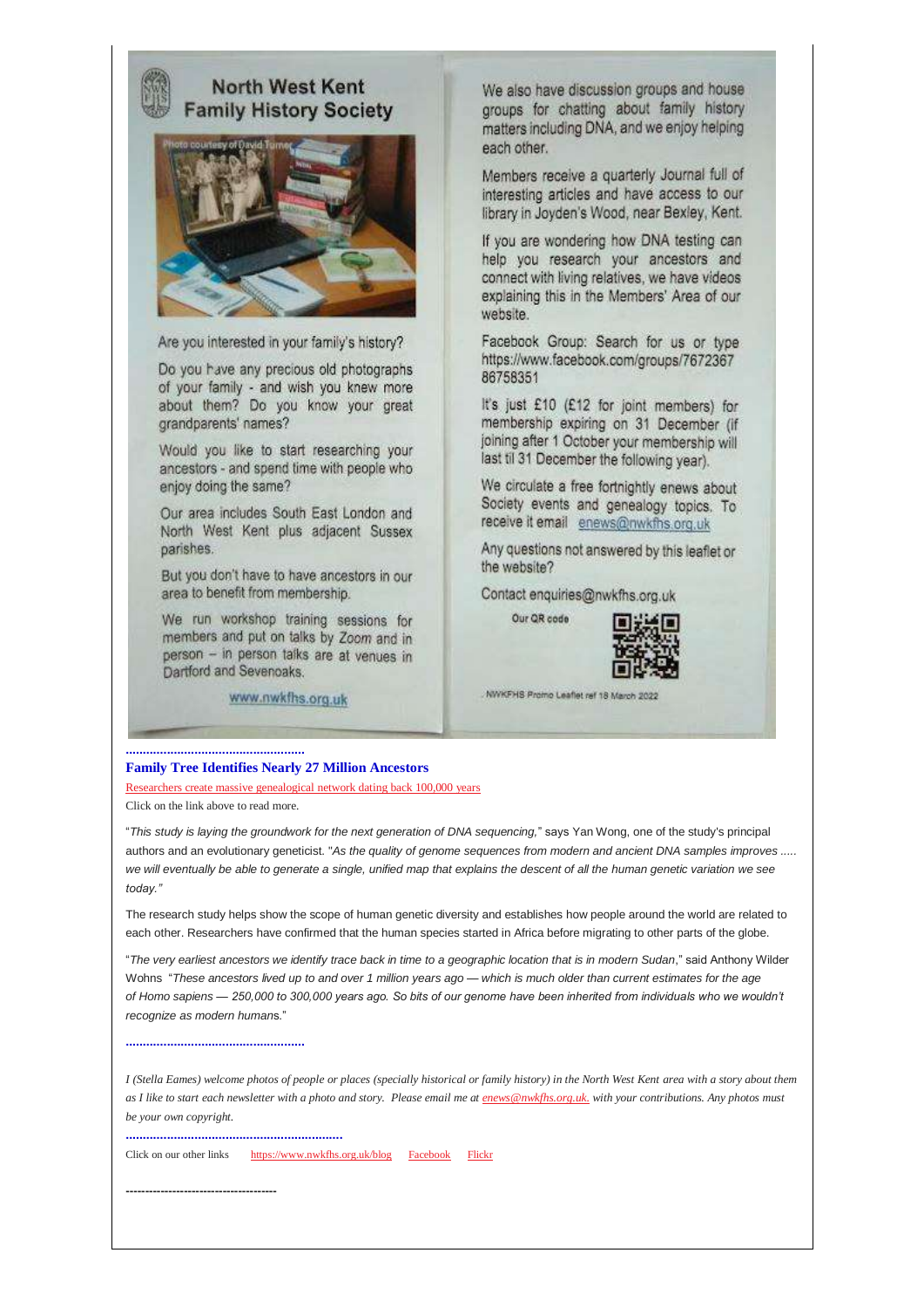## North West Kent Family History Society

Are you interested in your family's history?

Do you have any precious old photographs of your family - and wish you knew more about them? Do you know your great grandparents' names?

Would you like to start researching your ancestors - and spend time with people who enjoy doing the same?

Our area includes South East London and North West Kent plus adjacent Sussex parishes.

But you don't have to have ancestors in our area to benefit from membership.

We run workshop training sessions for members and put on talks by Zoom and in person – in person talks are at venues in Dartford and Sevenoaks.

www.nwkfhs.org.uk

We also have discussion groups and house groups for chatting about family history matters including DNA, and we enjoy helping each other.

Members receive a quarterly Journal full of interesting articles and have access to our library in Joyden's Wood, near Bexley, Kent.

If you are wondering how DNA testing can help you research your ancestors and connect with living relatives, we have videos explaining this in the Members' Area of our website.

Facebook Group: Search for us or type https://www.facebook.com/groups/767236786758351

It's just £10 (£12 for joint members) for membership expiring on 31 December (if joining after 1 October your membership will last til 31 December the following year).

We circulate a free fortnightly enews about Society events and genealogy topics. To receive it email enews@nwkfhs.org.uk

Any questions not answered by this leaflet or the website?

Contact enquiries@nwkfhs.org.uk

Our QR code

NWKFHS Promo Leaflet ref 18 March 2022

..................................................

### Family Tree Identifies Nearly 27 Million Ancestors

Researchers create massive genealogical network dating back 100,000 years

Click on the link above to read more.

"*This study is laying the groundwork for the next generation of DNA sequencing,*" says Yan Wong, one of the study's principal authors and an evolutionary geneticist. "*As the quality of genome sequences from modern and ancient DNA samples improves ..... we will eventually be able to generate a single, unified map that explains the descent of all the human genetic variation we see today.*"

The research study helps show the scope of human genetic diversity and establishes how people around the world are related to each other. Researchers have confirmed that the human species started in Africa before migrating to other parts of the globe.

"*The very earliest ancestors we identify trace back in time to a geographic location that is in modern Sudan*," said Anthony Wilder Wohns "*These ancestors lived up to and over 1 million years ago — which is much older than current estimates for the age of Homo sapiens — 250,000 to 300,000 years ago. So bits of our genome have been inherited from individuals who we wouldn't recognize as modern human*s."

..................................................

*I (Stella Eames) welcome photos of people or places (specially historical or family history) in the North West Kent area with a story about them as I like to start each newsletter with a photo and story. Please email me at enews@nwkfhs.org.uk. with your contributions. Any photos must be your own copyright.*

..............................................................

Click on our other links https://www.nwkfhs.org.uk/blog Facebook Flickr

--------------------------------------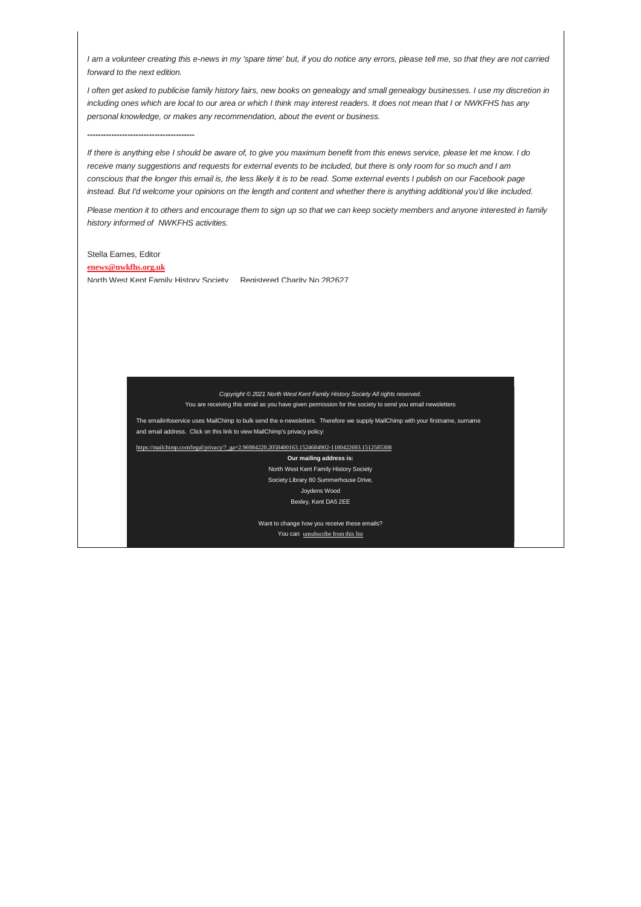*I am a volunteer creating this e-news in my 'spare time' but, if you do notice any errors, please tell me, so that they are not carried forward to the next edition.*

*I often get asked to publicise family history fairs, new books on genealogy and small genealogy businesses. I use my discretion in including ones which are local to our area or which I think may interest readers. It does not mean that I or NWKFHS has any personal knowledge, or makes any recommendation, about the event or business.*

----------------------------------------

*If there is anything else I should be aware of, to give you maximum benefit from this enews service, please let me know. I do receive many suggestions and requests for external events to be included, but there is only room for so much and I am conscious that the longer this email is, the less likely it is to be read. Some external events I publish on our Facebook page instead. But I'd welcome your opinions on the length and content and whether there is anything additional you'd like included.*

*Please mention it to others and encourage them to sign up so that we can keep society members and anyone interested in family history informed of NWKFHS activities.*

Stella Eames, Editor

**enews@nwkfhs.org.uk**

North West Kent Family History Society    Registered Charity No 282627

*Copyright © 2021 North West Kent Family History Society All rights reserved.*

You are receiving this email as you have given permission for the society to send you email newsletters

The emailinfoservice uses MailChimp to bulk send the e-newsletters. Therefore we supply MailChimp with your firstname, surname and email address. Click on this link to view MailChimp's privacy policy:

https://mailchimp.com/legal/privacy/?_ga=2.96984220.2058400163.1524684902-1180422693.1512585308

**Our mailing address is:**

North West Kent Family History Society

Society Library 80 Summerhouse Drive,

Joydens Wood

Bexley, Kent DA5 2EE

Want to change how you receive these emails?

You can unsubscribe from this list